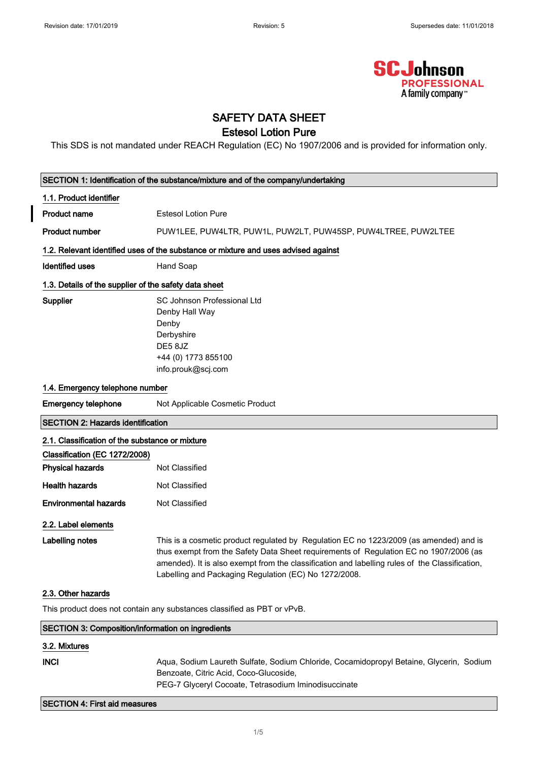Revision date: 17/01/2019 | Revision: 5 | Supersedes date: 11/01/2018

SC Johnson PROFESSIONAL A family company™

# SAFETY DATA SHEET

## Estesol Lotion Pure

This SDS is not mandated under REACH Regulation (EC) No 1907/2006 and is provided for information only.

## SECTION 1: Identification of the substance/mixture and of the company/undertaking

### 1.1. Product identifier

**Product name** Estesol Lotion Pure

**Product number** PUW1LEE, PUW4LTR, PUW1L, PUW2LT, PUW45SP, PUW4LTREE, PUW2LTEE

### 1.2. Relevant identified uses of the substance or mixture and uses advised against

**Identified uses** Hand Soap

### 1.3. Details of the supplier of the safety data sheet

**Supplier**
SC Johnson Professional Ltd
Denby Hall Way
Denby
Derbyshire
DE5 8JZ
+44 (0) 1773 855100
info.prouk@scj.com

### 1.4. Emergency telephone number

**Emergency telephone** Not Applicable Cosmetic Product

## SECTION 2: Hazards identification

### 2.1. Classification of the substance or mixture

**Classification (EC 1272/2008)**

**Physical hazards** Not Classified

**Health hazards** Not Classified

**Environmental hazards** Not Classified

### 2.2. Label elements

**Labelling notes** This is a cosmetic product regulated by Regulation EC no 1223/2009 (as amended) and is thus exempt from the Safety Data Sheet requirements of Regulation EC no 1907/2006 (as amended). It is also exempt from the classification and labelling rules of the Classification, Labelling and Packaging Regulation (EC) No 1272/2008.

### 2.3. Other hazards

This product does not contain any substances classified as PBT or vPvB.

## SECTION 3: Composition/information on ingredients

### 3.2. Mixtures

**INCI** Aqua, Sodium Laureth Sulfate, Sodium Chloride, Cocamidopropyl Betaine, Glycerin, Sodium Benzoate, Citric Acid, Coco-Glucoside,
PEG-7 Glyceryl Cocoate, Tetrasodium Iminodisuccinate

## SECTION 4: First aid measures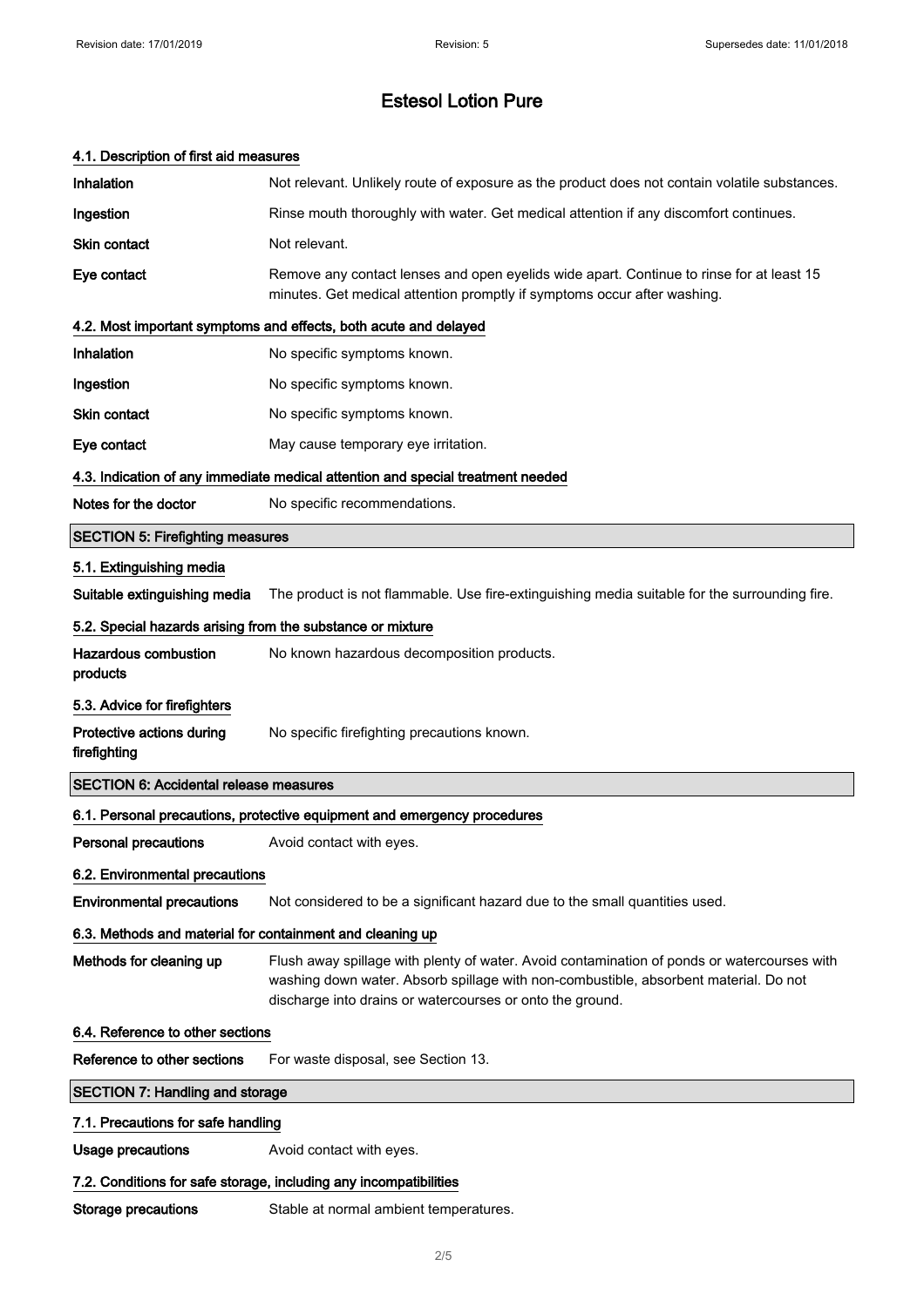### 4.1. Description of first aid measures

**Inhalation** Not relevant. Unlikely route of exposure as the product does not contain volatile substances.

**Ingestion** Rinse mouth thoroughly with water. Get medical attention if any discomfort continues.

**Skin contact** Not relevant.

**Eye contact** Remove any contact lenses and open eyelids wide apart. Continue to rinse for at least 15 minutes. Get medical attention promptly if symptoms occur after washing.

### 4.2. Most important symptoms and effects, both acute and delayed

**Inhalation** No specific symptoms known.

**Ingestion** No specific symptoms known.

**Skin contact** No specific symptoms known.

**Eye contact** May cause temporary eye irritation.

### 4.3. Indication of any immediate medical attention and special treatment needed

**Notes for the doctor** No specific recommendations.

## SECTION 5: Firefighting measures

### 5.1. Extinguishing media

**Suitable extinguishing media** The product is not flammable. Use fire-extinguishing media suitable for the surrounding fire.

### 5.2. Special hazards arising from the substance or mixture

**Hazardous combustion products** No known hazardous decomposition products.

### 5.3. Advice for firefighters

**Protective actions during firefighting** No specific firefighting precautions known.

## SECTION 6: Accidental release measures

### 6.1. Personal precautions, protective equipment and emergency procedures

**Personal precautions** Avoid contact with eyes.

### 6.2. Environmental precautions

**Environmental precautions** Not considered to be a significant hazard due to the small quantities used.

### 6.3. Methods and material for containment and cleaning up

**Methods for cleaning up** Flush away spillage with plenty of water. Avoid contamination of ponds or watercourses with washing down water. Absorb spillage with non-combustible, absorbent material. Do not discharge into drains or watercourses or onto the ground.

### 6.4. Reference to other sections

**Reference to other sections** For waste disposal, see Section 13.

## SECTION 7: Handling and storage

### 7.1. Precautions for safe handling

**Usage precautions** Avoid contact with eyes.

### 7.2. Conditions for safe storage, including any incompatibilities

**Storage precautions** Stable at normal ambient temperatures.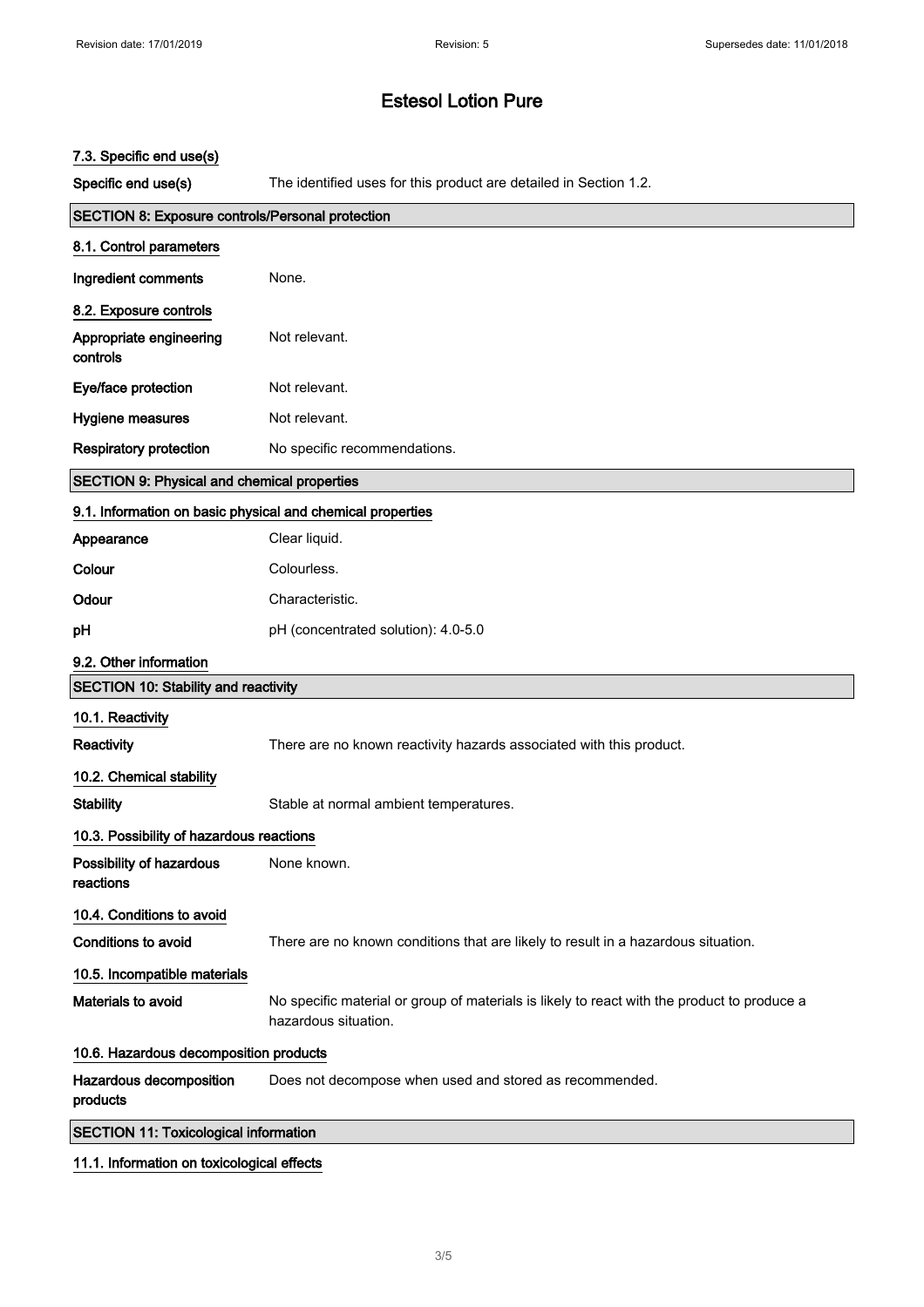# Estesol Lotion Pure

### 7.3. Specific end use(s)

**Specific end use(s)** The identified uses for this product are detailed in Section 1.2.

## SECTION 8: Exposure controls/Personal protection

### 8.1. Control parameters

**Ingredient comments** None.

### 8.2. Exposure controls

**Appropriate engineering controls** Not relevant.

**Eye/face protection** Not relevant.

**Hygiene measures** Not relevant.

**Respiratory protection** No specific recommendations.

## SECTION 9: Physical and chemical properties

### 9.1. Information on basic physical and chemical properties

**Appearance** Clear liquid.

**Colour** Colourless.

**Odour** Characteristic.

**pH** pH (concentrated solution): 4.0-5.0

### 9.2. Other information

## SECTION 10: Stability and reactivity

### 10.1. Reactivity

**Reactivity** There are no known reactivity hazards associated with this product.

### 10.2. Chemical stability

**Stability** Stable at normal ambient temperatures.

### 10.3. Possibility of hazardous reactions

**Possibility of hazardous reactions** None known.

### 10.4. Conditions to avoid

**Conditions to avoid** There are no known conditions that are likely to result in a hazardous situation.

### 10.5. Incompatible materials

**Materials to avoid** No specific material or group of materials is likely to react with the product to produce a hazardous situation.

### 10.6. Hazardous decomposition products

**Hazardous decomposition products** Does not decompose when used and stored as recommended.

## SECTION 11: Toxicological information

### 11.1. Information on toxicological effects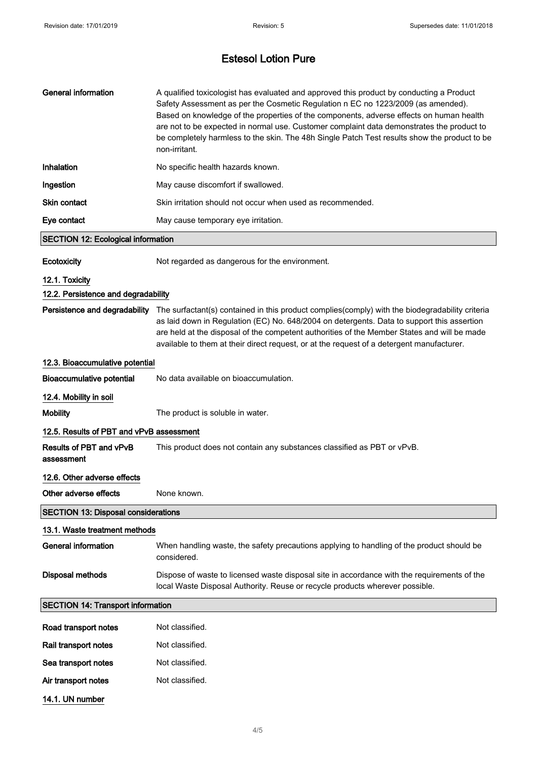| | |
|---|---|
| **General information** | A qualified toxicologist has evaluated and approved this product by conducting a Product Safety Assessment as per the Cosmetic Regulation n EC no 1223/2009 (as amended). Based on knowledge of the properties of the components, adverse effects on human health are not to be expected in normal use. Customer complaint data demonstrates the product to be completely harmless to the skin. The 48h Single Patch Test results show the product to be non-irritant. |
| **Inhalation** | No specific health hazards known. |
| **Ingestion** | May cause discomfort if swallowed. |
| **Skin contact** | Skin irritation should not occur when used as recommended. |
| **Eye contact** | May cause temporary eye irritation. |

## SECTION 12: Ecological information

| | |
|---|---|
| **Ecotoxicity** | Not regarded as dangerous for the environment. |

### 12.1. Toxicity

### 12.2. Persistence and degradability

| | |
|---|---|
| **Persistence and degradability** | The surfactant(s) contained in this product complies(comply) with the biodegradability criteria as laid down in Regulation (EC) No. 648/2004 on detergents. Data to support this assertion are held at the disposal of the competent authorities of the Member States and will be made available to them at their direct request, or at the request of a detergent manufacturer. |

### 12.3. Bioaccumulative potential

| | |
|---|---|
| **Bioaccumulative potential** | No data available on bioaccumulation. |

### 12.4. Mobility in soil

| | |
|---|---|
| **Mobility** | The product is soluble in water. |

### 12.5. Results of PBT and vPvB assessment

| | |
|---|---|
| **Results of PBT and vPvB assessment** | This product does not contain any substances classified as PBT or vPvB. |

### 12.6. Other adverse effects

| | |
|---|---|
| **Other adverse effects** | None known. |

## SECTION 13: Disposal considerations

### 13.1. Waste treatment methods

| | |
|---|---|
| **General information** | When handling waste, the safety precautions applying to handling of the product should be considered. |
| **Disposal methods** | Dispose of waste to licensed waste disposal site in accordance with the requirements of the local Waste Disposal Authority. Reuse or recycle products wherever possible. |

## SECTION 14: Transport information

| | |
|---|---|
| **Road transport notes** | Not classified. |
| **Rail transport notes** | Not classified. |
| **Sea transport notes** | Not classified. |
| **Air transport notes** | Not classified. |

### 14.1. UN number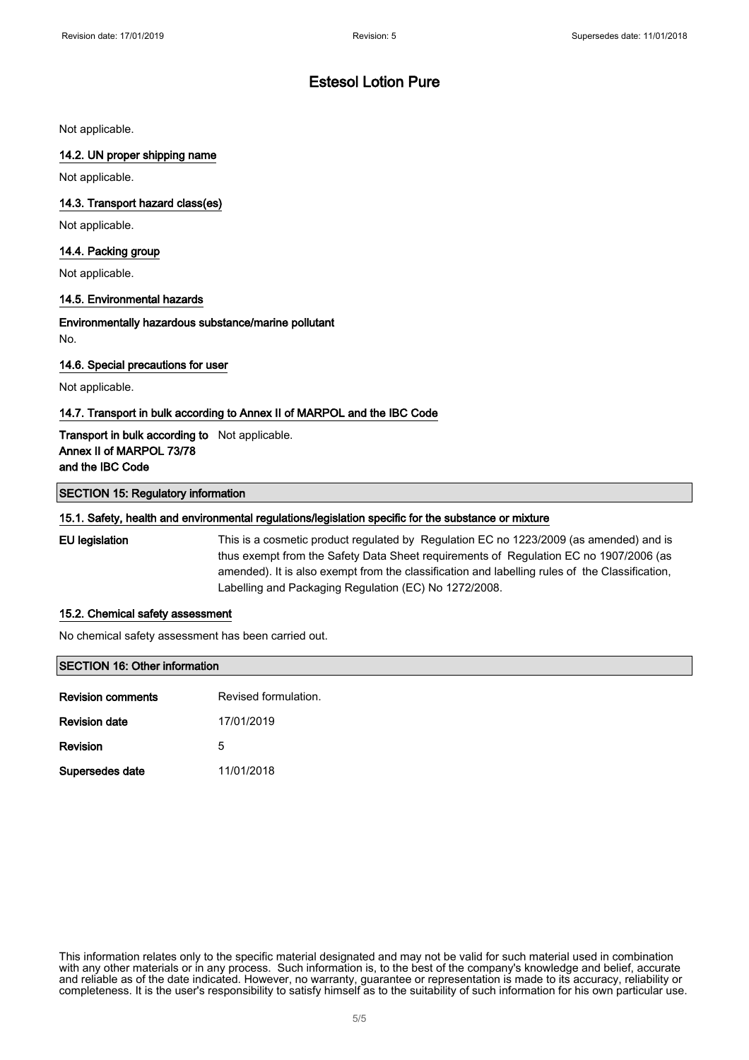# Estesol Lotion Pure

Not applicable.

### 14.2. UN proper shipping name

Not applicable.

### 14.3. Transport hazard class(es)

Not applicable.

### 14.4. Packing group

Not applicable.

### 14.5. Environmental hazards

**Environmentally hazardous substance/marine pollutant**

No.

### 14.6. Special precautions for user

Not applicable.

### 14.7. Transport in bulk according to Annex II of MARPOL and the IBC Code

| | |
|---|---|
| **Transport in bulk according to Annex II of MARPOL 73/78 and the IBC Code** | Not applicable. |

## SECTION 15: Regulatory information

### 15.1. Safety, health and environmental regulations/legislation specific for the substance or mixture

| | |
|---|---|
| **EU legislation** | This is a cosmetic product regulated by Regulation EC no 1223/2009 (as amended) and is thus exempt from the Safety Data Sheet requirements of Regulation EC no 1907/2006 (as amended). It is also exempt from the classification and labelling rules of the Classification, Labelling and Packaging Regulation (EC) No 1272/2008. |

### 15.2. Chemical safety assessment

No chemical safety assessment has been carried out.

## SECTION 16: Other information

| | |
|---|---|
| **Revision comments** | Revised formulation. |
| **Revision date** | 17/01/2019 |
| **Revision** | 5 |
| **Supersedes date** | 11/01/2018 |

This information relates only to the specific material designated and may not be valid for such material used in combination with any other materials or in any process. Such information is, to the best of the company's knowledge and belief, accurate and reliable as of the date indicated. However, no warranty, guarantee or representation is made to its accuracy, reliability or completeness. It is the user's responsibility to satisfy himself as to the suitability of such information for his own particular use.